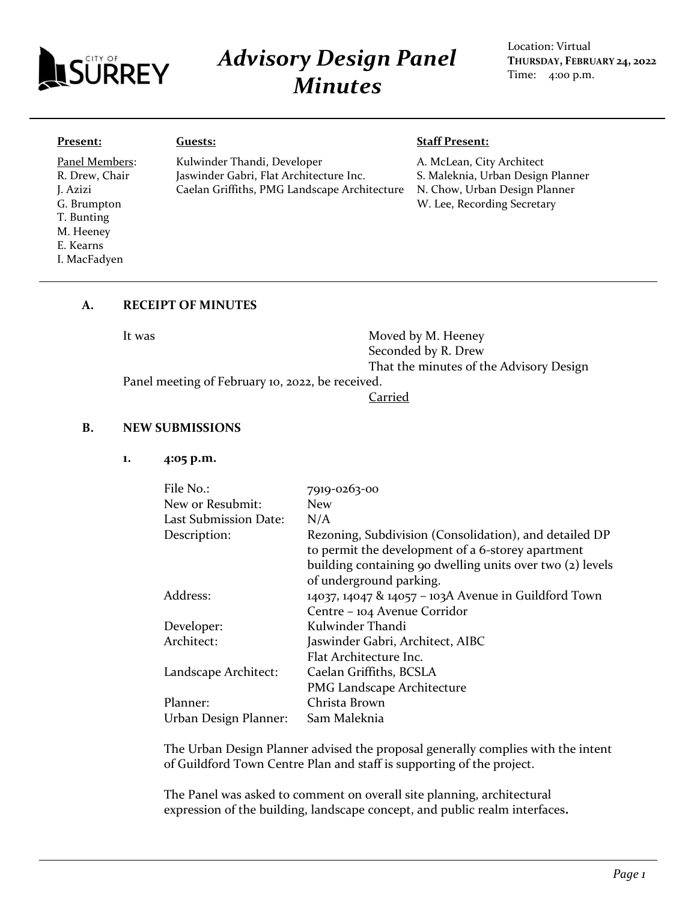# *Advisory Design Panel Minutes*

CITY OF SURREY

Location: Virtual
**THURSDAY, FEBRUARY 24, 2022**
Time: 4:00 p.m.

| **Present:** | **Guests:** | **Staff Present:** |
|---|---|---|
| Panel Members: | Kulwinder Thandi, Developer | A. McLean, City Architect |
| R. Drew, Chair | Jaswinder Gabri, Flat Architecture Inc. | S. Maleknia, Urban Design Planner |
| J. Azizi | Caelan Griffiths, PMG Landscape Architecture | N. Chow, Urban Design Planner |
| G. Brumpton | | W. Lee, Recording Secretary |
| T. Bunting | | |
| M. Heeney | | |
| E. Kearns | | |
| I. MacFadyen | | |

## A. RECEIPT OF MINUTES

It was

Moved by M. Heeney
Seconded by R. Drew
That the minutes of the Advisory Design Panel meeting of February 10, 2022, be received.

Carried

## B. NEW SUBMISSIONS

### 1. 4:05 p.m.

| | |
|---|---|
| File No.: | 7919-0263-00 |
| New or Resubmit: | New |
| Last Submission Date: | N/A |
| Description: | Rezoning, Subdivision (Consolidation), and detailed DP to permit the development of a 6-storey apartment building containing 90 dwelling units over two (2) levels of underground parking. |
| Address: | 14037, 14047 & 14057 – 103A Avenue in Guildford Town Centre – 104 Avenue Corridor |
| Developer: | Kulwinder Thandi |
| Architect: | Jaswinder Gabri, Architect, AIBC<br>Flat Architecture Inc. |
| Landscape Architect: | Caelan Griffiths, BCSLA<br>PMG Landscape Architecture |
| Planner: | Christa Brown |
| Urban Design Planner: | Sam Maleknia |

The Urban Design Planner advised the proposal generally complies with the intent of Guildford Town Centre Plan and staff is supporting of the project.

The Panel was asked to comment on overall site planning, architectural expression of the building, landscape concept, and public realm interfaces.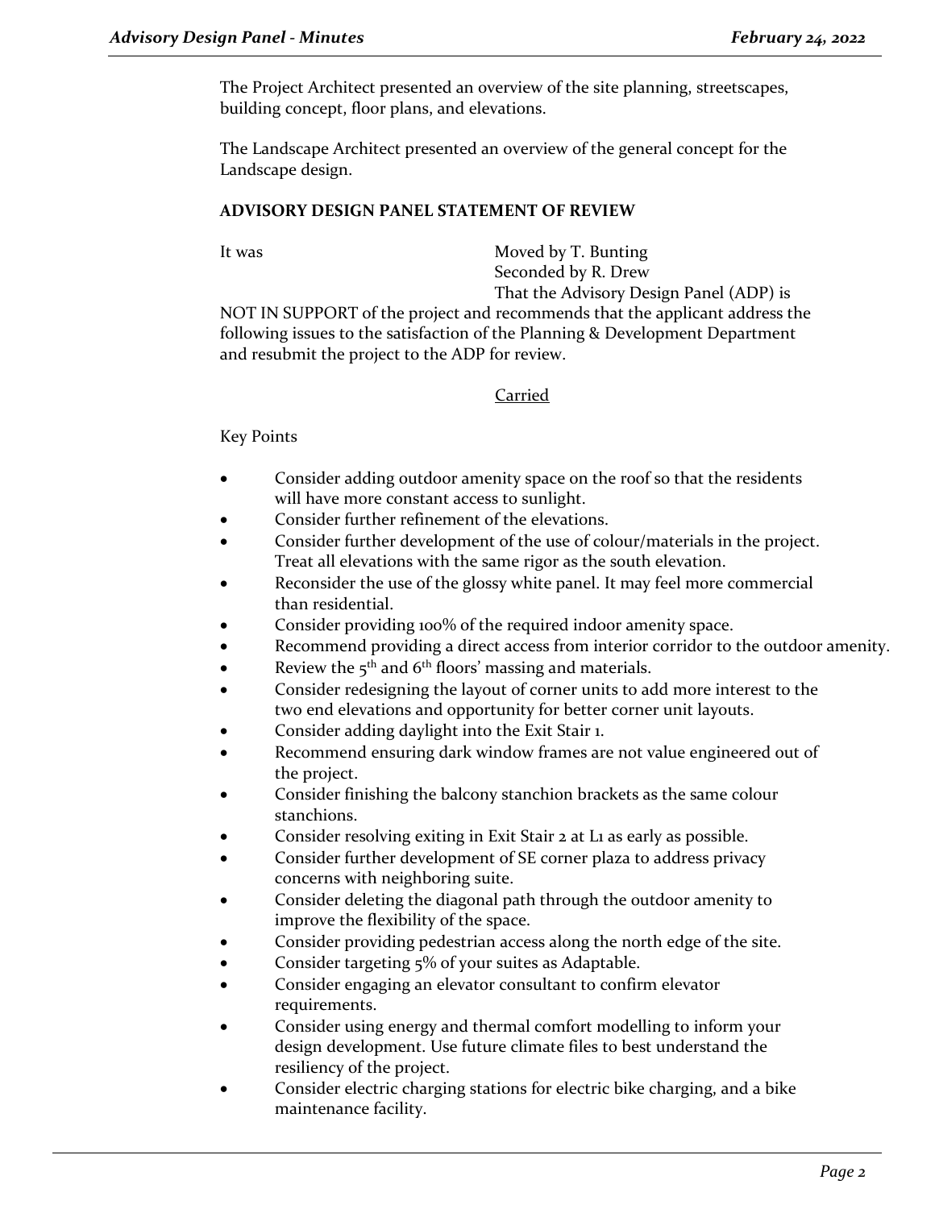The Project Architect presented an overview of the site planning, streetscapes, building concept, floor plans, and elevations.

The Landscape Architect presented an overview of the general concept for the Landscape design.

**ADVISORY DESIGN PANEL STATEMENT OF REVIEW**

It was Moved by T. Bunting
Seconded by R. Drew
That the Advisory Design Panel (ADP) is NOT IN SUPPORT of the project and recommends that the applicant address the following issues to the satisfaction of the Planning & Development Department and resubmit the project to the ADP for review.

Carried

Key Points

- Consider adding outdoor amenity space on the roof so that the residents will have more constant access to sunlight.
- Consider further refinement of the elevations.
- Consider further development of the use of colour/materials in the project. Treat all elevations with the same rigor as the south elevation.
- Reconsider the use of the glossy white panel. It may feel more commercial than residential.
- Consider providing 100% of the required indoor amenity space.
- Recommend providing a direct access from interior corridor to the outdoor amenity.
- Review the 5th and 6th floors' massing and materials.
- Consider redesigning the layout of corner units to add more interest to the two end elevations and opportunity for better corner unit layouts.
- Consider adding daylight into the Exit Stair 1.
- Recommend ensuring dark window frames are not value engineered out of the project.
- Consider finishing the balcony stanchion brackets as the same colour stanchions.
- Consider resolving exiting in Exit Stair 2 at L1 as early as possible.
- Consider further development of SE corner plaza to address privacy concerns with neighboring suite.
- Consider deleting the diagonal path through the outdoor amenity to improve the flexibility of the space.
- Consider providing pedestrian access along the north edge of the site.
- Consider targeting 5% of your suites as Adaptable.
- Consider engaging an elevator consultant to confirm elevator requirements.
- Consider using energy and thermal comfort modelling to inform your design development. Use future climate files to best understand the resiliency of the project.
- Consider electric charging stations for electric bike charging, and a bike maintenance facility.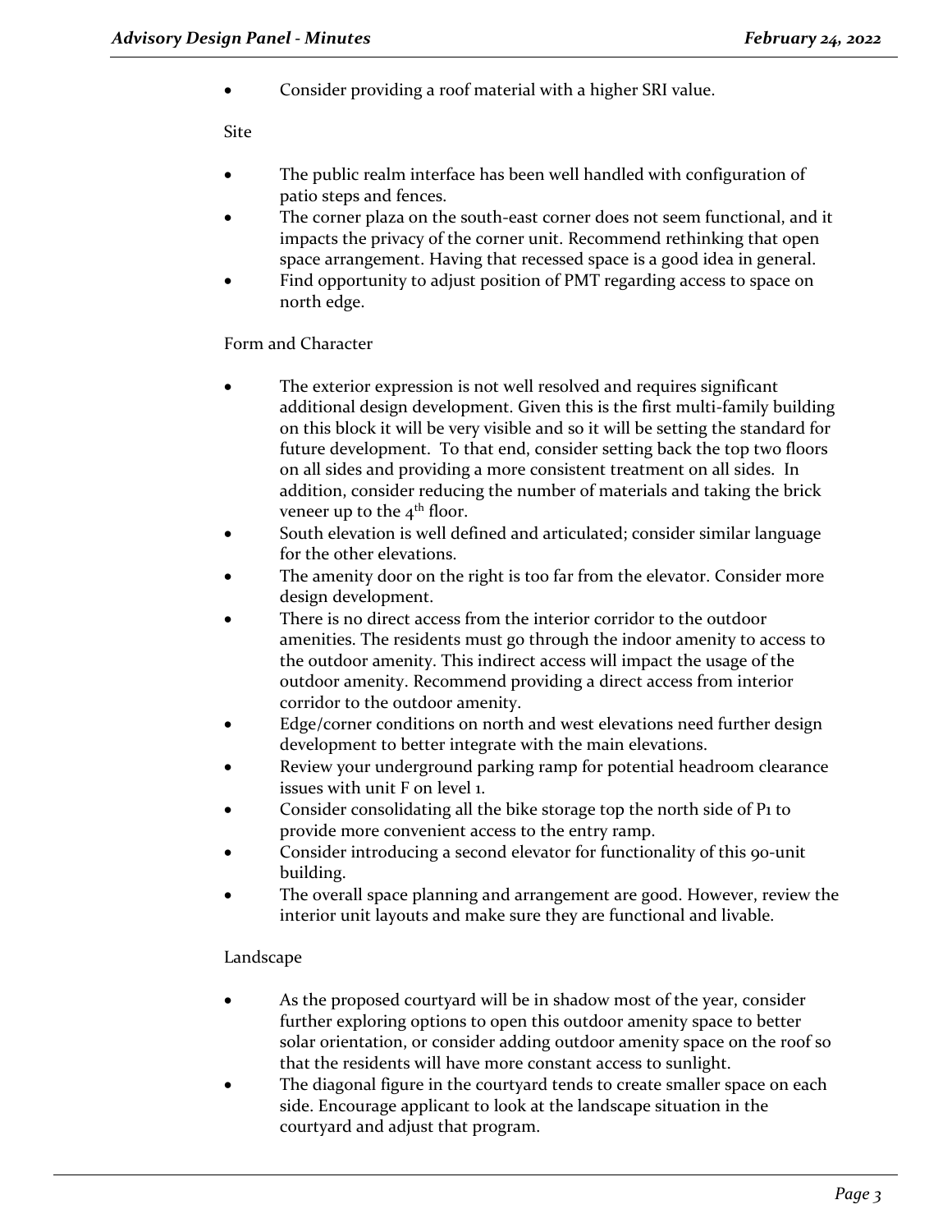- Consider providing a roof material with a higher SRI value.

Site

- The public realm interface has been well handled with configuration of patio steps and fences.
- The corner plaza on the south-east corner does not seem functional, and it impacts the privacy of the corner unit. Recommend rethinking that open space arrangement. Having that recessed space is a good idea in general.
- Find opportunity to adjust position of PMT regarding access to space on north edge.

Form and Character

- The exterior expression is not well resolved and requires significant additional design development. Given this is the first multi-family building on this block it will be very visible and so it will be setting the standard for future development. To that end, consider setting back the top two floors on all sides and providing a more consistent treatment on all sides. In addition, consider reducing the number of materials and taking the brick veneer up to the 4th floor.
- South elevation is well defined and articulated; consider similar language for the other elevations.
- The amenity door on the right is too far from the elevator. Consider more design development.
- There is no direct access from the interior corridor to the outdoor amenities. The residents must go through the indoor amenity to access to the outdoor amenity. This indirect access will impact the usage of the outdoor amenity. Recommend providing a direct access from interior corridor to the outdoor amenity.
- Edge/corner conditions on north and west elevations need further design development to better integrate with the main elevations.
- Review your underground parking ramp for potential headroom clearance issues with unit F on level 1.
- Consider consolidating all the bike storage top the north side of P1 to provide more convenient access to the entry ramp.
- Consider introducing a second elevator for functionality of this 90-unit building.
- The overall space planning and arrangement are good. However, review the interior unit layouts and make sure they are functional and livable.

Landscape

- As the proposed courtyard will be in shadow most of the year, consider further exploring options to open this outdoor amenity space to better solar orientation, or consider adding outdoor amenity space on the roof so that the residents will have more constant access to sunlight.
- The diagonal figure in the courtyard tends to create smaller space on each side. Encourage applicant to look at the landscape situation in the courtyard and adjust that program.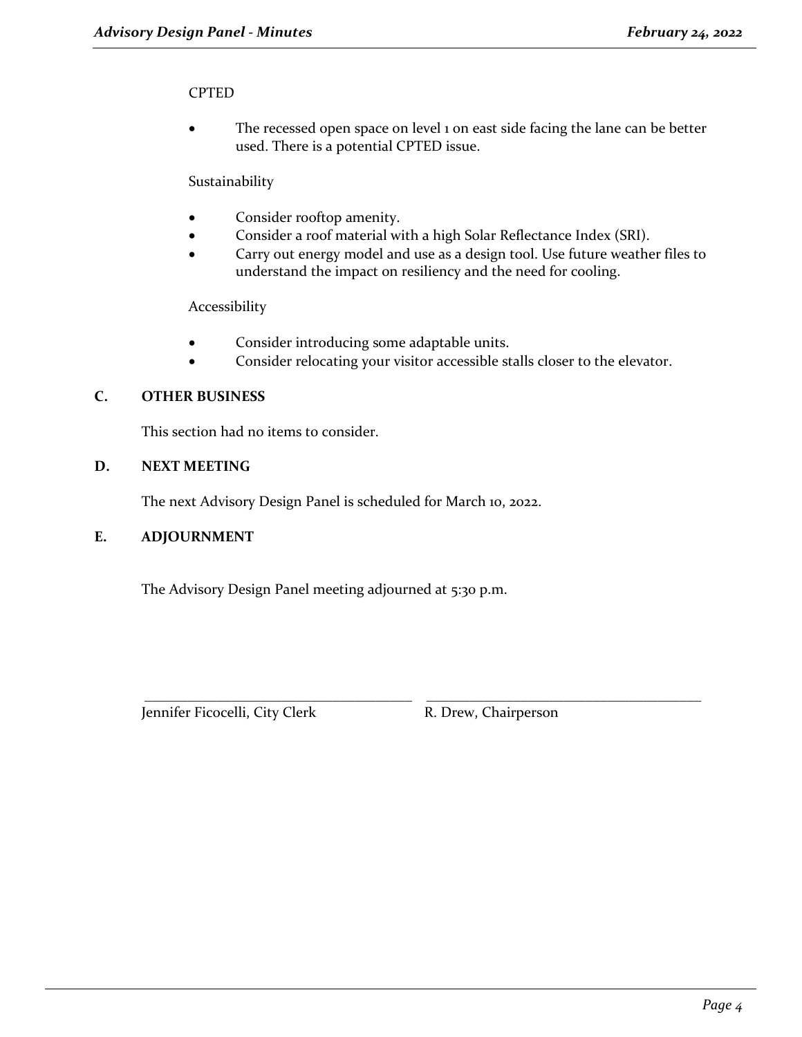CPTED

- The recessed open space on level 1 on east side facing the lane can be better used. There is a potential CPTED issue.

Sustainability

- Consider rooftop amenity.
- Consider a roof material with a high Solar Reflectance Index (SRI).
- Carry out energy model and use as a design tool. Use future weather files to understand the impact on resiliency and the need for cooling.

Accessibility

- Consider introducing some adaptable units.
- Consider relocating your visitor accessible stalls closer to the elevator.

## C. OTHER BUSINESS

This section had no items to consider.

## D. NEXT MEETING

The next Advisory Design Panel is scheduled for March 10, 2022.

## E. ADJOURNMENT

The Advisory Design Panel meeting adjourned at 5:30 p.m.

_______________________________ _______________________________

Jennifer Ficocelli, City Clerk R. Drew, Chairperson